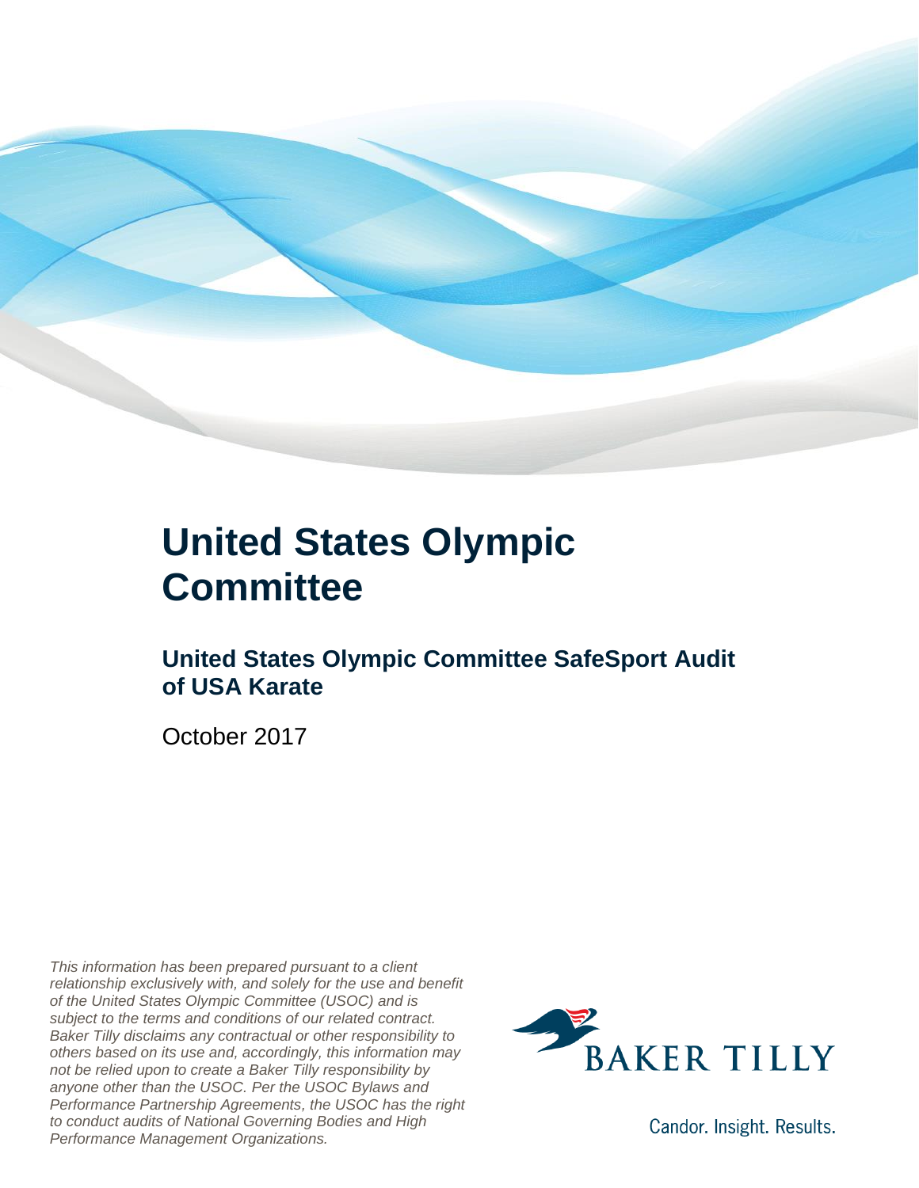# United States Olympic Committee

## United States Olympic Committee SafeSport Audit of USA Karate

October 2017

*This information has been prepared pursuant to a client relationship exclusively with, and solely for the use and benefit of the United States Olympic Committee (USOC) and is subject to the terms and conditions of our related contract. Baker Tilly disclaims any contractual or other responsibility to others based on its use and, accordingly, this information may not be relied upon to create a Baker Tilly responsibility by anyone other than the USOC. Per the USOC Bylaws and Performance Partnership Agreements, the USOC has the right to conduct audits of National Governing Bodies and High Performance Management Organizations.*

BAKER TILLY

Candor. Insight. Results.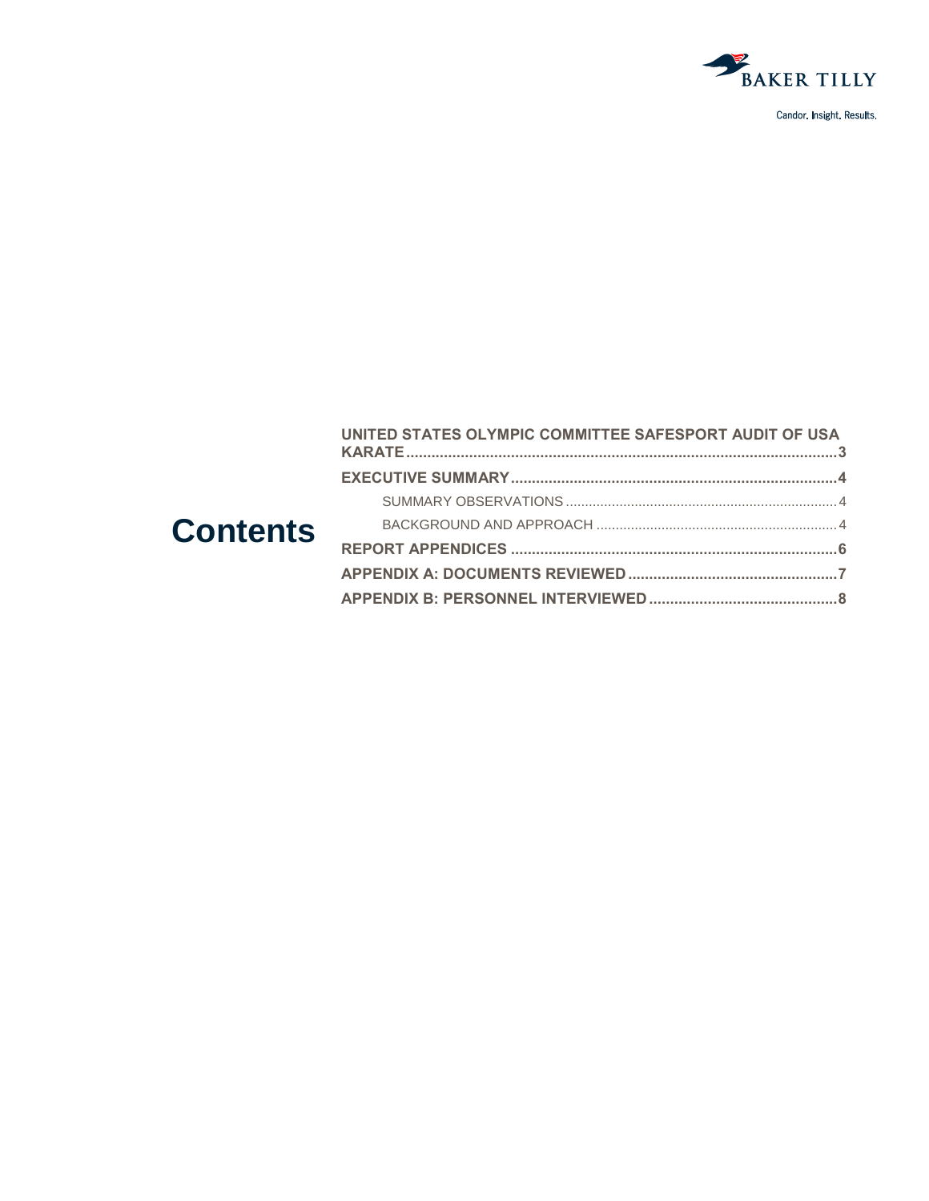# Contents

- UNITED STATES OLYMPIC COMMITTEE SAFESPORT AUDIT OF USA KARATE ........ 3
- EXECUTIVE SUMMARY ........ 4
  - SUMMARY OBSERVATIONS ........ 4
  - BACKGROUND AND APPROACH ........ 4
- REPORT APPENDICES ........ 6
- APPENDIX A: DOCUMENTS REVIEWED ........ 7
- APPENDIX B: PERSONNEL INTERVIEWED ........ 8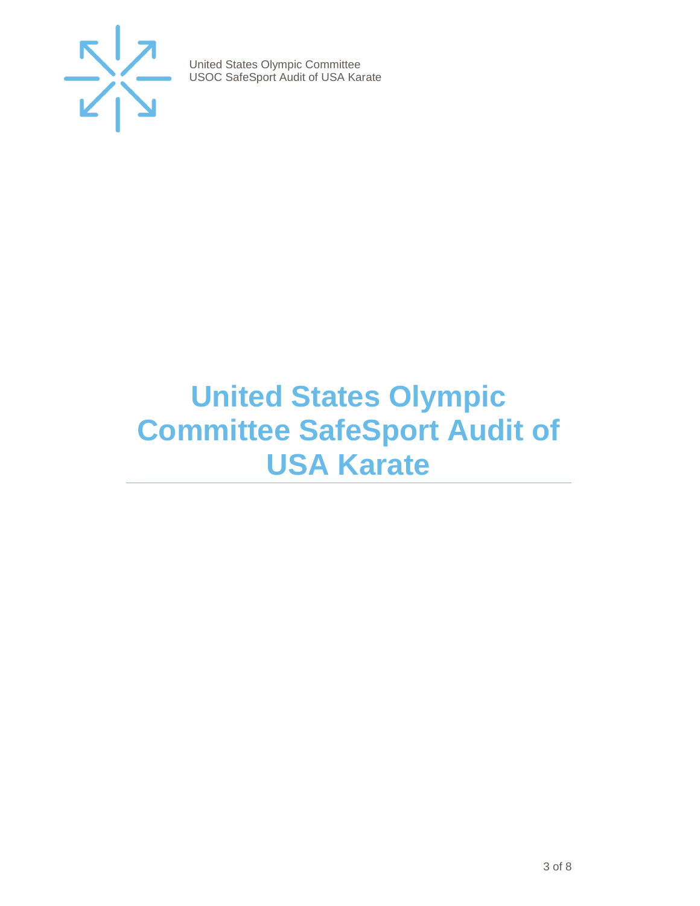# United States Olympic Committee SafeSport Audit of USA Karate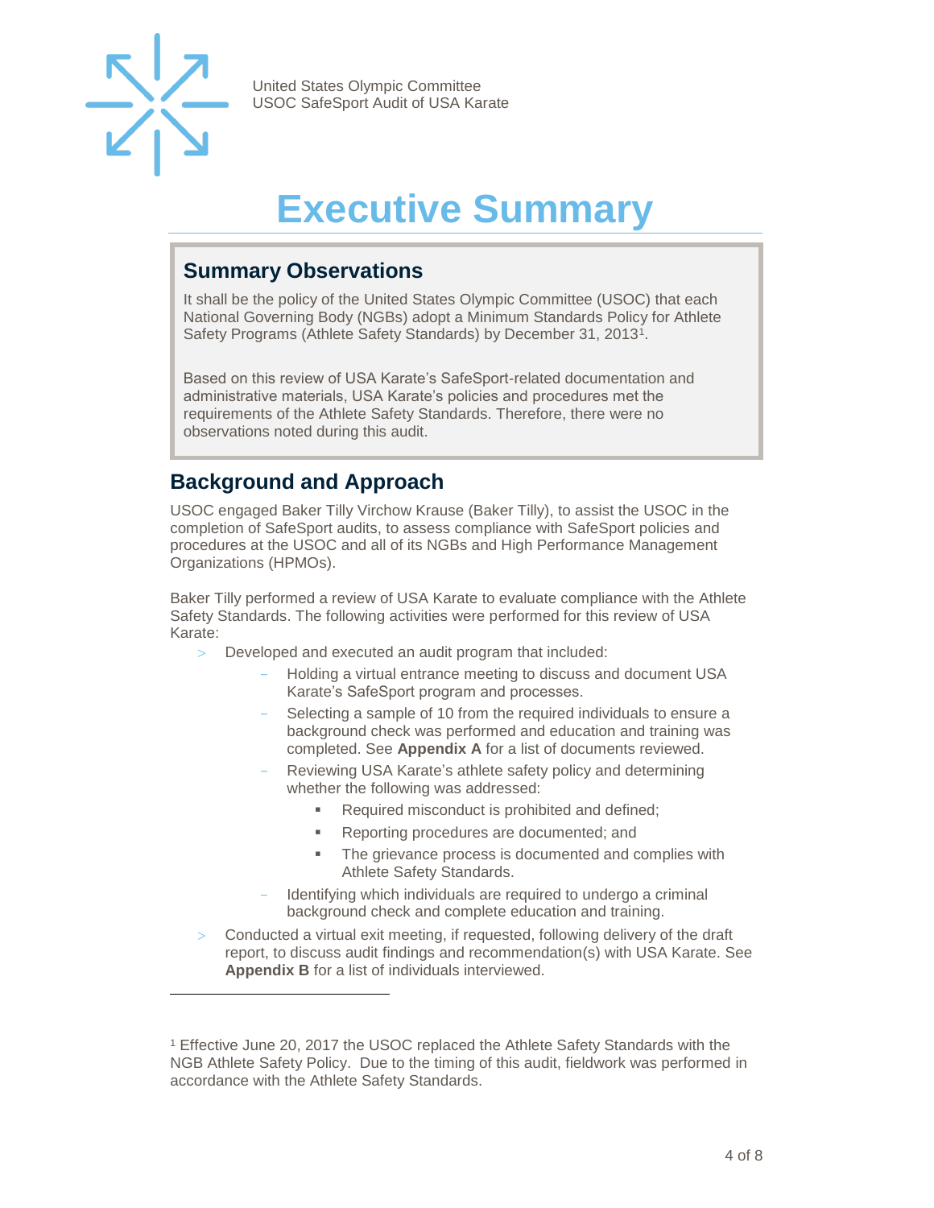# Executive Summary

## Summary Observations

It shall be the policy of the United States Olympic Committee (USOC) that each National Governing Body (NGBs) adopt a Minimum Standards Policy for Athlete Safety Programs (Athlete Safety Standards) by December 31, 2013[1].

Based on this review of USA Karate's SafeSport-related documentation and administrative materials, USA Karate's policies and procedures met the requirements of the Athlete Safety Standards. Therefore, there were no observations noted during this audit.

## Background and Approach

USOC engaged Baker Tilly Virchow Krause (Baker Tilly), to assist the USOC in the completion of SafeSport audits, to assess compliance with SafeSport policies and procedures at the USOC and all of its NGBs and High Performance Management Organizations (HPMOs).

Baker Tilly performed a review of USA Karate to evaluate compliance with the Athlete Safety Standards. The following activities were performed for this review of USA Karate:

- Developed and executed an audit program that included:
  - Holding a virtual entrance meeting to discuss and document USA Karate's SafeSport program and processes.
  - Selecting a sample of 10 from the required individuals to ensure a background check was performed and education and training was completed. See **Appendix A** for a list of documents reviewed.
  - Reviewing USA Karate's athlete safety policy and determining whether the following was addressed:
    - Required misconduct is prohibited and defined;
    - Reporting procedures are documented; and
    - The grievance process is documented and complies with Athlete Safety Standards.
  - Identifying which individuals are required to undergo a criminal background check and complete education and training.
- Conducted a virtual exit meeting, if requested, following delivery of the draft report, to discuss audit findings and recommendation(s) with USA Karate. See **Appendix B** for a list of individuals interviewed.

---

[1] Effective June 20, 2017 the USOC replaced the Athlete Safety Standards with the NGB Athlete Safety Policy. Due to the timing of this audit, fieldwork was performed in accordance with the Athlete Safety Standards.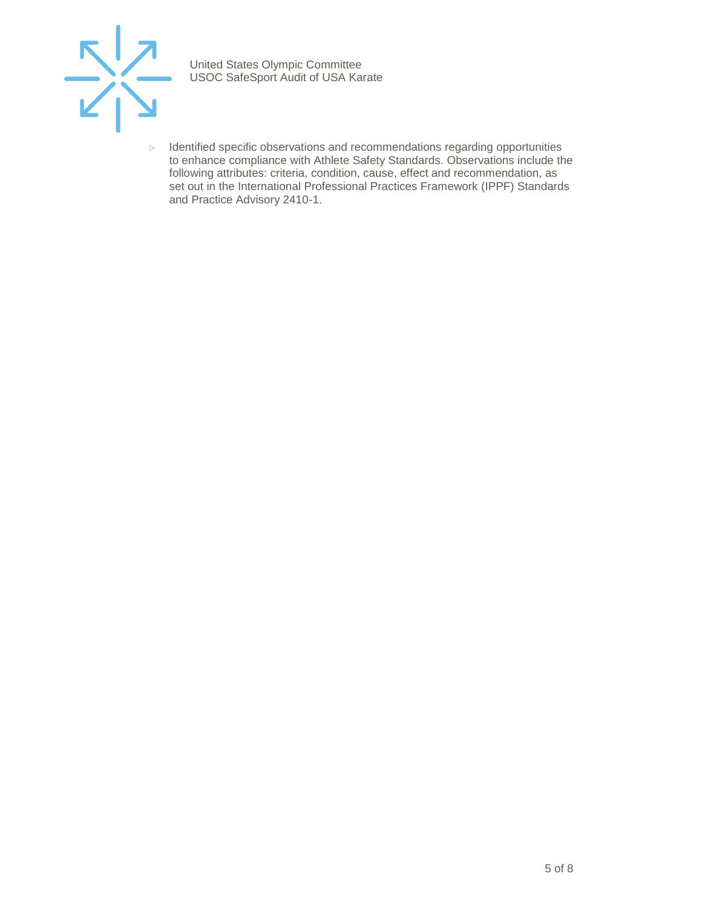- Identified specific observations and recommendations regarding opportunities to enhance compliance with Athlete Safety Standards. Observations include the following attributes: criteria, condition, cause, effect and recommendation, as set out in the International Professional Practices Framework (IPPF) Standards and Practice Advisory 2410-1.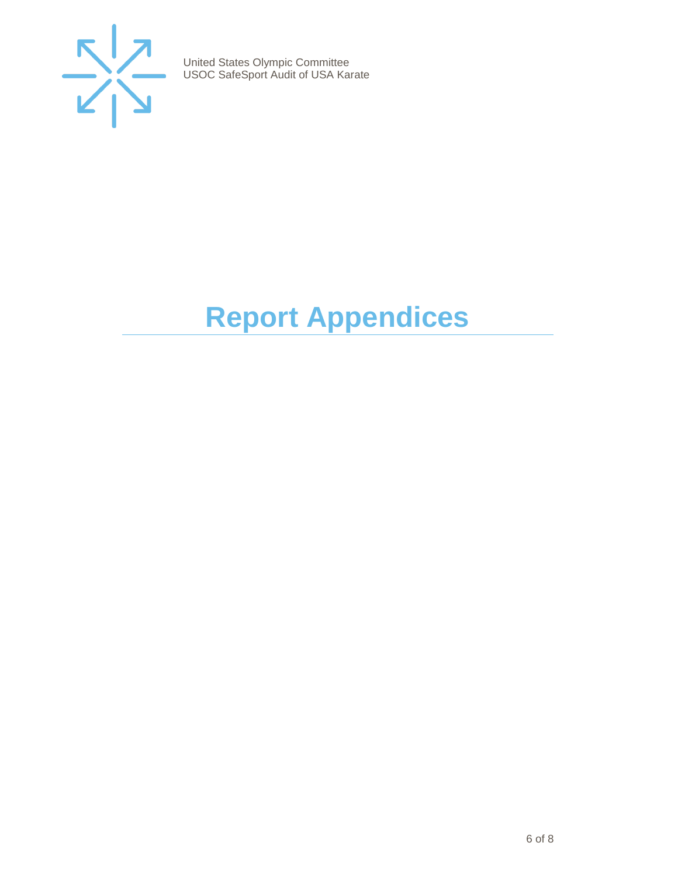# Report Appendices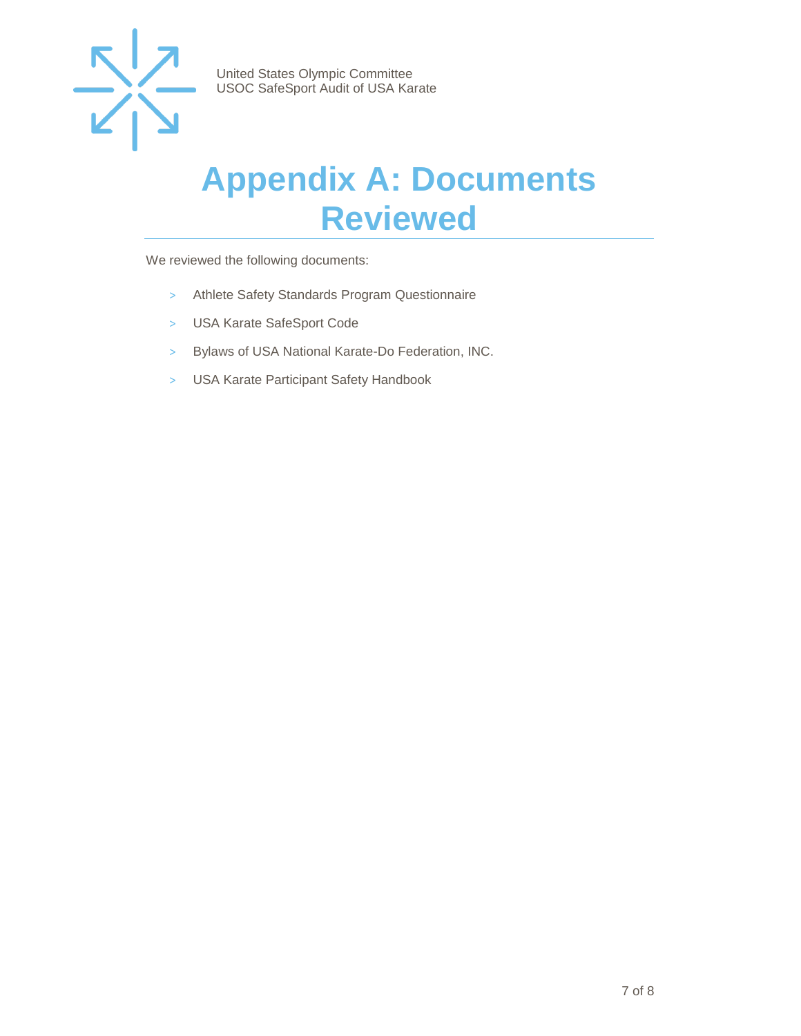# Appendix A: Documents Reviewed

We reviewed the following documents:

- Athlete Safety Standards Program Questionnaire
- USA Karate SafeSport Code
- Bylaws of USA National Karate-Do Federation, INC.
- USA Karate Participant Safety Handbook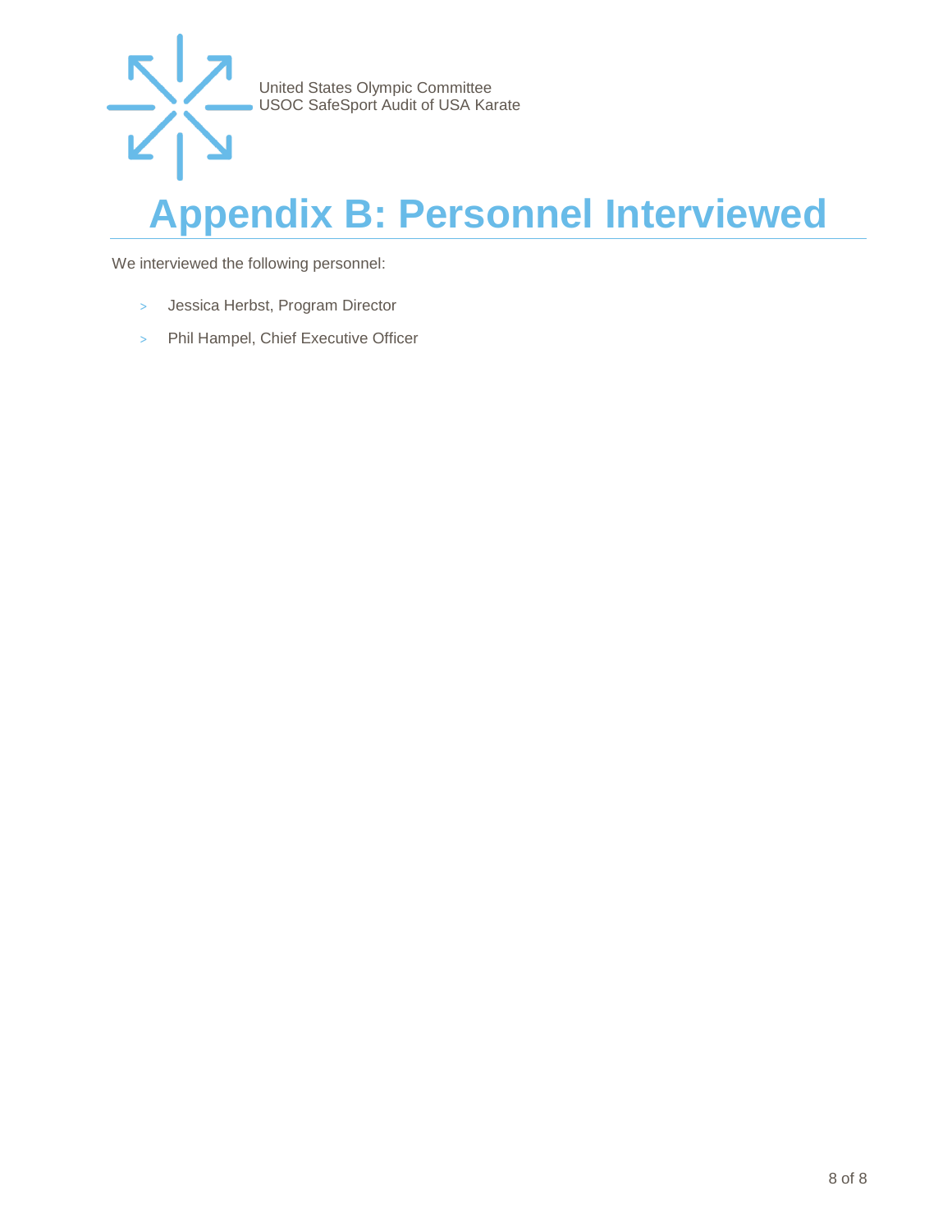# Appendix B: Personnel Interviewed

We interviewed the following personnel:

- Jessica Herbst, Program Director
- Phil Hampel, Chief Executive Officer